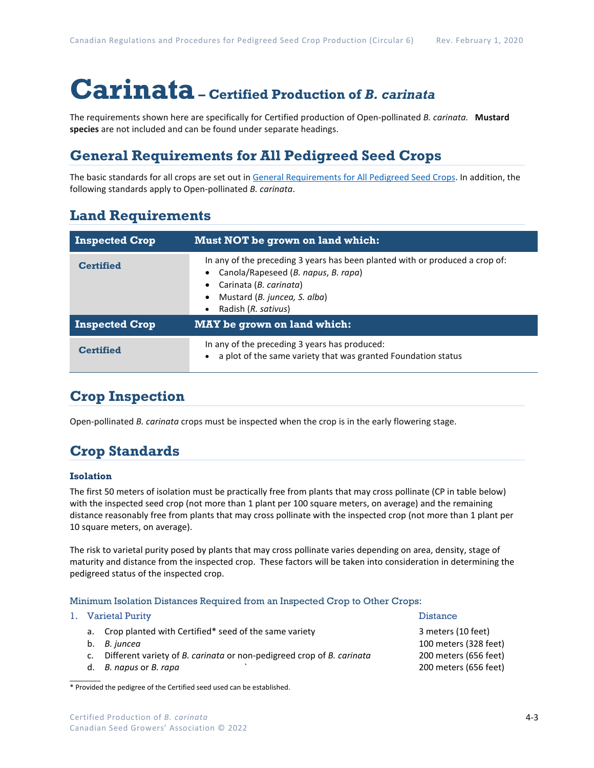# Carinata – Certified Production of *B. carinata*

The requirements shown here are specifically for Certified production of Open-pollinated *B. carinata.* **Mustard species** are not included and can be found under separate headings.

## General Requirements for All Pedigreed Seed Crops

The basic standards for all crops are set out in General Requirements for All Pedigreed Seed Crops. In addition, the following standards apply to Open-pollinated *B. carinata*.

## Land Requirements

| Inspected Crop | Must NOT be grown on land which: |
|---|---|
| Certified | In any of the preceding 3 years has been planted with or produced a crop of:<br>• Canola/Rapeseed (*B. napus*, *B. rapa*)<br>• Carinata (*B. carinata*)<br>• Mustard (*B. juncea, S. alba*)<br>• Radish (*R. sativus*) |
| **Inspected Crop** | **MAY be grown on land which:** |
| Certified | In any of the preceding 3 years has produced:<br>• a plot of the same variety that was granted Foundation status |

## Crop Inspection

Open-pollinated *B. carinata* crops must be inspected when the crop is in the early flowering stage.

## Crop Standards

### Isolation

The first 50 meters of isolation must be practically free from plants that may cross pollinate (CP in table below) with the inspected seed crop (not more than 1 plant per 100 square meters, on average) and the remaining distance reasonably free from plants that may cross pollinate with the inspected crop (not more than 1 plant per 10 square meters, on average).

The risk to varietal purity posed by plants that may cross pollinate varies depending on area, density, stage of maturity and distance from the inspected crop. These factors will be taken into consideration in determining the pedigreed status of the inspected crop.

#### Minimum Isolation Distances Required from an Inspected Crop to Other Crops:

| 1. Varietal Purity | Distance |
|---|---|
| a. Crop planted with Certified* seed of the same variety | 3 meters (10 feet) |
| b. *B. juncea* | 100 meters (328 feet) |
| c. Different variety of *B. carinata* or non-pedigreed crop of *B. carinata* | 200 meters (656 feet) |
| d. *B. napus* or *B. rapa* | 200 meters (656 feet) |

\* Provided the pedigree of the Certified seed used can be established.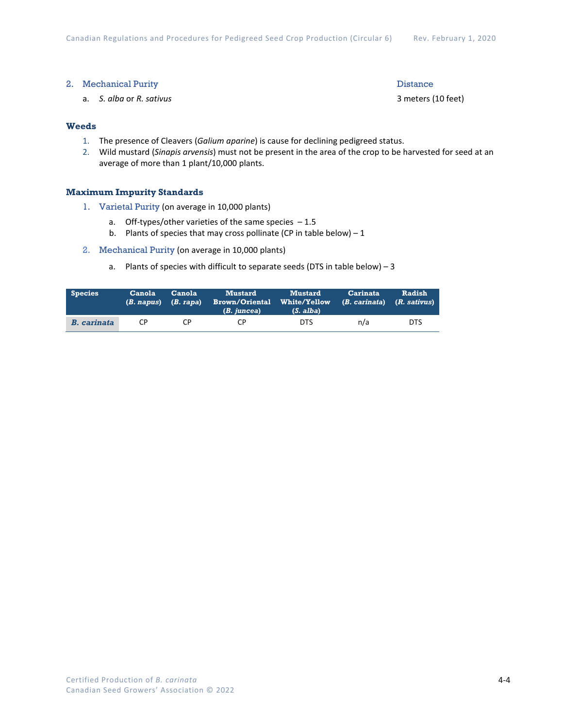2. Mechanical Purity — Distance

   a. *S. alba* or *R. sativus* — 3 meters (10 feet)

### Weeds

1. The presence of Cleavers (*Galium aparine*) is cause for declining pedigreed status.
2. Wild mustard (*Sinapis arvensis*) must not be present in the area of the crop to be harvested for seed at an average of more than 1 plant/10,000 plants.

### Maximum Impurity Standards

1. Varietal Purity (on average in 10,000 plants)

   a. Off-types/other varieties of the same species – 1.5

   b. Plants of species that may cross pollinate (CP in table below) – 1

2. Mechanical Purity (on average in 10,000 plants)

   a. Plants of species with difficult to separate seeds (DTS in table below) – 3

| Species | Canola (*B. napus*) | Canola (*B. rapa*) | Mustard Brown/Oriental (*B. juncea*) | Mustard White/Yellow (*S. alba*) | Carinata (*B. carinata*) | Radish (*R. sativus*) |
|---|---|---|---|---|---|---|
| ***B. carinata*** | CP | CP | CP | DTS | n/a | DTS |